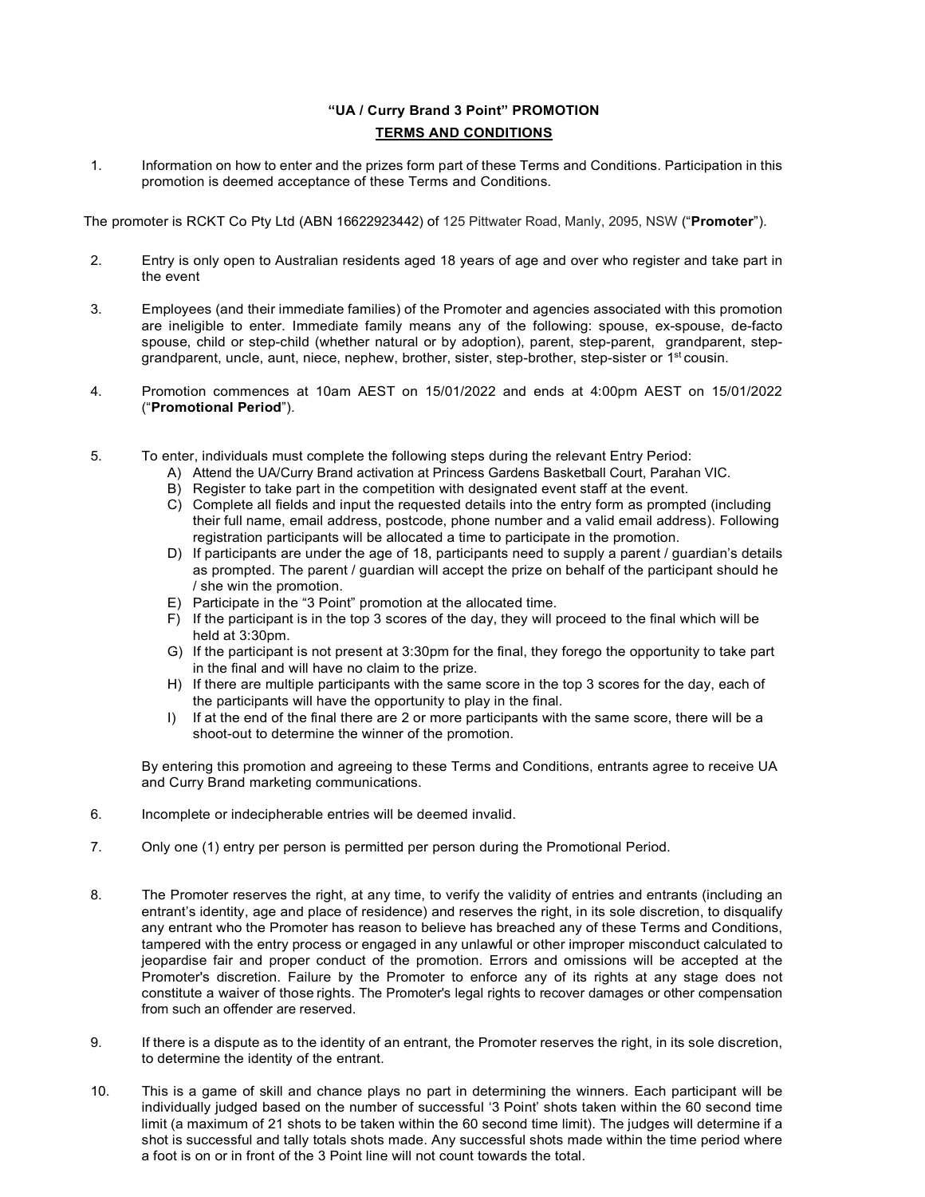# "UA / Curry Brand 3 Point" PROMOTION

## TERMS AND CONDITIONS

1. Information on how to enter and the prizes form part of these Terms and Conditions. Participation in this promotion is deemed acceptance of these Terms and Conditions.

The promoter is RCKT Co Pty Ltd (ABN 16622923442) of 125 Pittwater Road, Manly, 2095, NSW ("**Promoter**").

2. Entry is only open to Australian residents aged 18 years of age and over who register and take part in the event

3. Employees (and their immediate families) of the Promoter and agencies associated with this promotion are ineligible to enter. Immediate family means any of the following: spouse, ex-spouse, de-facto spouse, child or step-child (whether natural or by adoption), parent, step-parent, grandparent, step-grandparent, uncle, aunt, niece, nephew, brother, sister, step-brother, step-sister or 1st cousin.

4. Promotion commences at 10am AEST on 15/01/2022 and ends at 4:00pm AEST on 15/01/2022 ("**Promotional Period**").

5. To enter, individuals must complete the following steps during the relevant Entry Period:
   A) Attend the UA/Curry Brand activation at Princess Gardens Basketball Court, Parahan VIC.
   B) Register to take part in the competition with designated event staff at the event.
   C) Complete all fields and input the requested details into the entry form as prompted (including their full name, email address, postcode, phone number and a valid email address). Following registration participants will be allocated a time to participate in the promotion.
   D) If participants are under the age of 18, participants need to supply a parent / guardian's details as prompted. The parent / guardian will accept the prize on behalf of the participant should he / she win the promotion.
   E) Participate in the "3 Point" promotion at the allocated time.
   F) If the participant is in the top 3 scores of the day, they will proceed to the final which will be held at 3:30pm.
   G) If the participant is not present at 3:30pm for the final, they forego the opportunity to take part in the final and will have no claim to the prize.
   H) If there are multiple participants with the same score in the top 3 scores for the day, each of the participants will have the opportunity to play in the final.
   I) If at the end of the final there are 2 or more participants with the same score, there will be a shoot-out to determine the winner of the promotion.

   By entering this promotion and agreeing to these Terms and Conditions, entrants agree to receive UA and Curry Brand marketing communications.

6. Incomplete or indecipherable entries will be deemed invalid.

7. Only one (1) entry per person is permitted per person during the Promotional Period.

8. The Promoter reserves the right, at any time, to verify the validity of entries and entrants (including an entrant's identity, age and place of residence) and reserves the right, in its sole discretion, to disqualify any entrant who the Promoter has reason to believe has breached any of these Terms and Conditions, tampered with the entry process or engaged in any unlawful or other improper misconduct calculated to jeopardise fair and proper conduct of the promotion. Errors and omissions will be accepted at the Promoter's discretion. Failure by the Promoter to enforce any of its rights at any stage does not constitute a waiver of those rights. The Promoter's legal rights to recover damages or other compensation from such an offender are reserved.

9. If there is a dispute as to the identity of an entrant, the Promoter reserves the right, in its sole discretion, to determine the identity of the entrant.

10. This is a game of skill and chance plays no part in determining the winners. Each participant will be individually judged based on the number of successful '3 Point' shots taken within the 60 second time limit (a maximum of 21 shots to be taken within the 60 second time limit). The judges will determine if a shot is successful and tally totals shots made. Any successful shots made within the time period where a foot is on or in front of the 3 Point line will not count towards the total.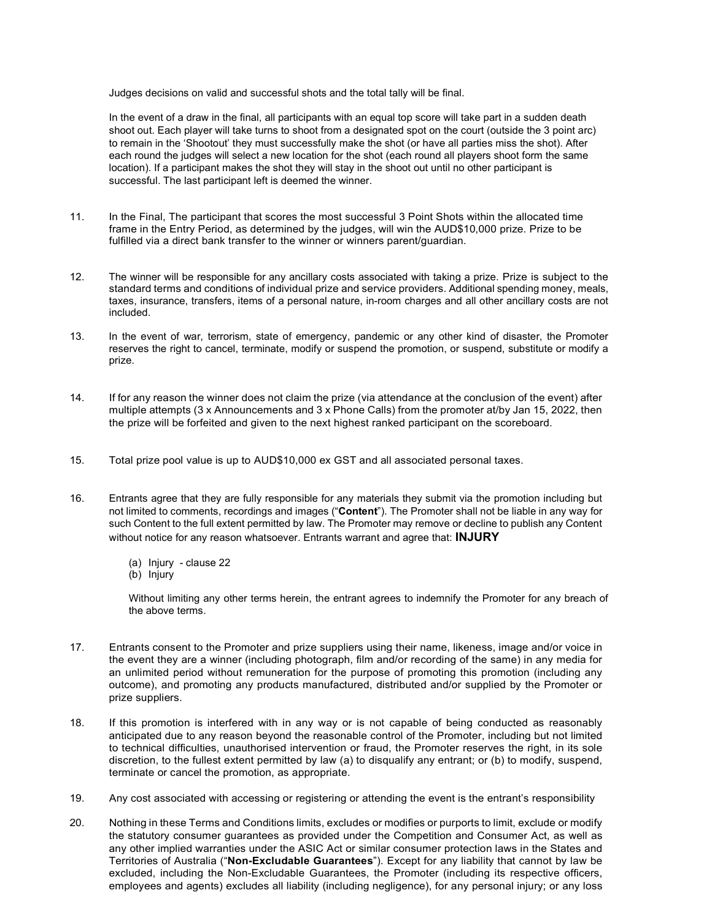Judges decisions on valid and successful shots and the total tally will be final.

In the event of a draw in the final, all participants with an equal top score will take part in a sudden death shoot out. Each player will take turns to shoot from a designated spot on the court (outside the 3 point arc) to remain in the 'Shootout' they must successfully make the shot (or have all parties miss the shot). After each round the judges will select a new location for the shot (each round all players shoot form the same location). If a participant makes the shot they will stay in the shoot out until no other participant is successful. The last participant left is deemed the winner.

11. In the Final, The participant that scores the most successful 3 Point Shots within the allocated time frame in the Entry Period, as determined by the judges, will win the AUD$10,000 prize. Prize to be fulfilled via a direct bank transfer to the winner or winners parent/guardian.

12. The winner will be responsible for any ancillary costs associated with taking a prize. Prize is subject to the standard terms and conditions of individual prize and service providers. Additional spending money, meals, taxes, insurance, transfers, items of a personal nature, in-room charges and all other ancillary costs are not included.

13. In the event of war, terrorism, state of emergency, pandemic or any other kind of disaster, the Promoter reserves the right to cancel, terminate, modify or suspend the promotion, or suspend, substitute or modify a prize.

14. If for any reason the winner does not claim the prize (via attendance at the conclusion of the event) after multiple attempts (3 x Announcements and 3 x Phone Calls) from the promoter at/by Jan 15, 2022, then the prize will be forfeited and given to the next highest ranked participant on the scoreboard.

15. Total prize pool value is up to AUD$10,000 ex GST and all associated personal taxes.

16. Entrants agree that they are fully responsible for any materials they submit via the promotion including but not limited to comments, recordings and images ("**Content**"). The Promoter shall not be liable in any way for such Content to the full extent permitted by law. The Promoter may remove or decline to publish any Content without notice for any reason whatsoever. Entrants warrant and agree that: **INJURY**

    (a) Injury - clause 22
    (b) Injury

    Without limiting any other terms herein, the entrant agrees to indemnify the Promoter for any breach of the above terms.

17. Entrants consent to the Promoter and prize suppliers using their name, likeness, image and/or voice in the event they are a winner (including photograph, film and/or recording of the same) in any media for an unlimited period without remuneration for the purpose of promoting this promotion (including any outcome), and promoting any products manufactured, distributed and/or supplied by the Promoter or prize suppliers.

18. If this promotion is interfered with in any way or is not capable of being conducted as reasonably anticipated due to any reason beyond the reasonable control of the Promoter, including but not limited to technical difficulties, unauthorised intervention or fraud, the Promoter reserves the right, in its sole discretion, to the fullest extent permitted by law (a) to disqualify any entrant; or (b) to modify, suspend, terminate or cancel the promotion, as appropriate.

19. Any cost associated with accessing or registering or attending the event is the entrant's responsibility

20. Nothing in these Terms and Conditions limits, excludes or modifies or purports to limit, exclude or modify the statutory consumer guarantees as provided under the Competition and Consumer Act, as well as any other implied warranties under the ASIC Act or similar consumer protection laws in the States and Territories of Australia ("**Non-Excludable Guarantees**"). Except for any liability that cannot by law be excluded, including the Non-Excludable Guarantees, the Promoter (including its respective officers, employees and agents) excludes all liability (including negligence), for any personal injury; or any loss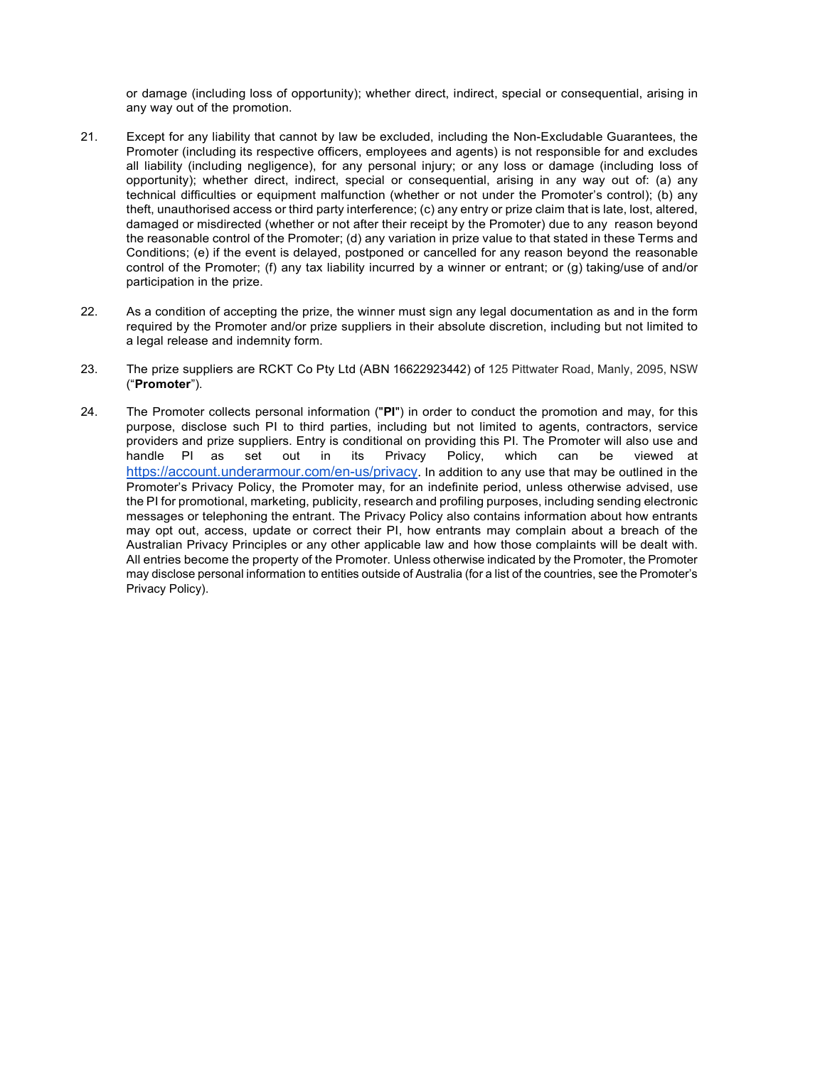or damage (including loss of opportunity); whether direct, indirect, special or consequential, arising in any way out of the promotion.

21. Except for any liability that cannot by law be excluded, including the Non-Excludable Guarantees, the Promoter (including its respective officers, employees and agents) is not responsible for and excludes all liability (including negligence), for any personal injury; or any loss or damage (including loss of opportunity); whether direct, indirect, special or consequential, arising in any way out of: (a) any technical difficulties or equipment malfunction (whether or not under the Promoter's control); (b) any theft, unauthorised access or third party interference; (c) any entry or prize claim that is late, lost, altered, damaged or misdirected (whether or not after their receipt by the Promoter) due to any reason beyond the reasonable control of the Promoter; (d) any variation in prize value to that stated in these Terms and Conditions; (e) if the event is delayed, postponed or cancelled for any reason beyond the reasonable control of the Promoter; (f) any tax liability incurred by a winner or entrant; or (g) taking/use of and/or participation in the prize.

22. As a condition of accepting the prize, the winner must sign any legal documentation as and in the form required by the Promoter and/or prize suppliers in their absolute discretion, including but not limited to a legal release and indemnity form.

23. The prize suppliers are RCKT Co Pty Ltd (ABN 16622923442) of 125 Pittwater Road, Manly, 2095, NSW ("**Promoter**").

24. The Promoter collects personal information ("**PI**") in order to conduct the promotion and may, for this purpose, disclose such PI to third parties, including but not limited to agents, contractors, service providers and prize suppliers. Entry is conditional on providing this PI. The Promoter will also use and handle PI as set out in its Privacy Policy, which can be viewed at [https://account.underarmour.com/en-us/privacy](https://account.underarmour.com/en-us/privacy). In addition to any use that may be outlined in the Promoter's Privacy Policy, the Promoter may, for an indefinite period, unless otherwise advised, use the PI for promotional, marketing, publicity, research and profiling purposes, including sending electronic messages or telephoning the entrant. The Privacy Policy also contains information about how entrants may opt out, access, update or correct their PI, how entrants may complain about a breach of the Australian Privacy Principles or any other applicable law and how those complaints will be dealt with. All entries become the property of the Promoter. Unless otherwise indicated by the Promoter, the Promoter may disclose personal information to entities outside of Australia (for a list of the countries, see the Promoter's Privacy Policy).